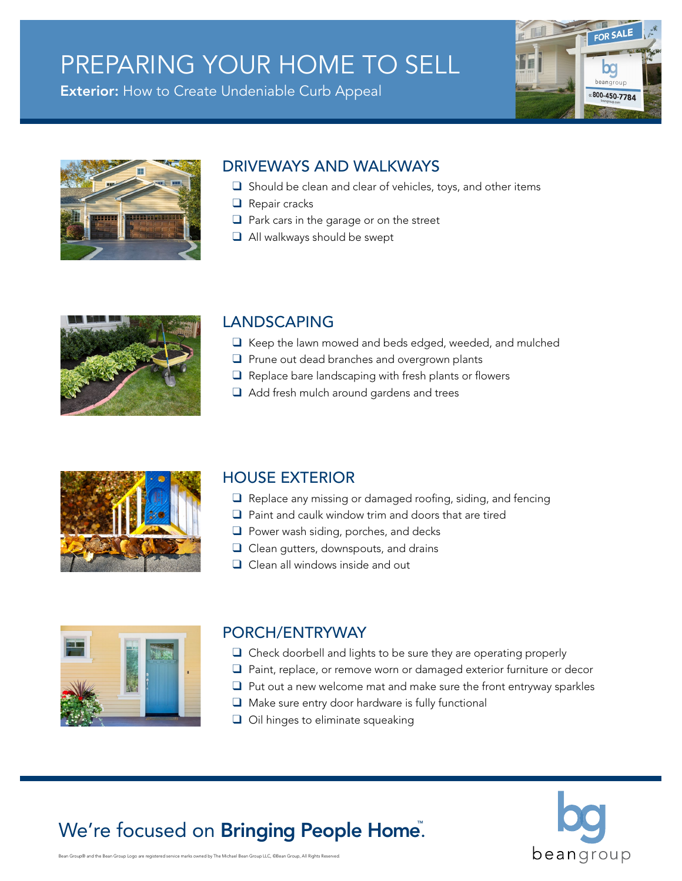# PREPARING YOUR HOME TO SELL

**Exterior:** How to Create Undeniable Curb Appeal

## DRIVEWAYS AND WALKWAYS

- ❑ Should be clean and clear of vehicles, toys, and other items
- ❑ Repair cracks
- ❑ Park cars in the garage or on the street
- ❑ All walkways should be swept

## LANDSCAPING

- ❑ Keep the lawn mowed and beds edged, weeded, and mulched
- ❑ Prune out dead branches and overgrown plants
- ❑ Replace bare landscaping with fresh plants or flowers
- ❑ Add fresh mulch around gardens and trees

## HOUSE EXTERIOR

- ❑ Replace any missing or damaged roofing, siding, and fencing
- ❑ Paint and caulk window trim and doors that are tired
- ❑ Power wash siding, porches, and decks
- ❑ Clean gutters, downspouts, and drains
- ❑ Clean all windows inside and out

## PORCH/ENTRYWAY

- ❑ Check doorbell and lights to be sure they are operating properly
- ❑ Paint, replace, or remove worn or damaged exterior furniture or decor
- ❑ Put out a new welcome mat and make sure the front entryway sparkles
- ❑ Make sure entry door hardware is fully functional
- ❑ Oil hinges to eliminate squeaking

We're focused on **Bringing People Home**.™

Bean Group® and the Bean Group Logo are registered service marks owned by The Michael Bean Group LLC, ©Bean Group, All Rights Reserved.

beangroup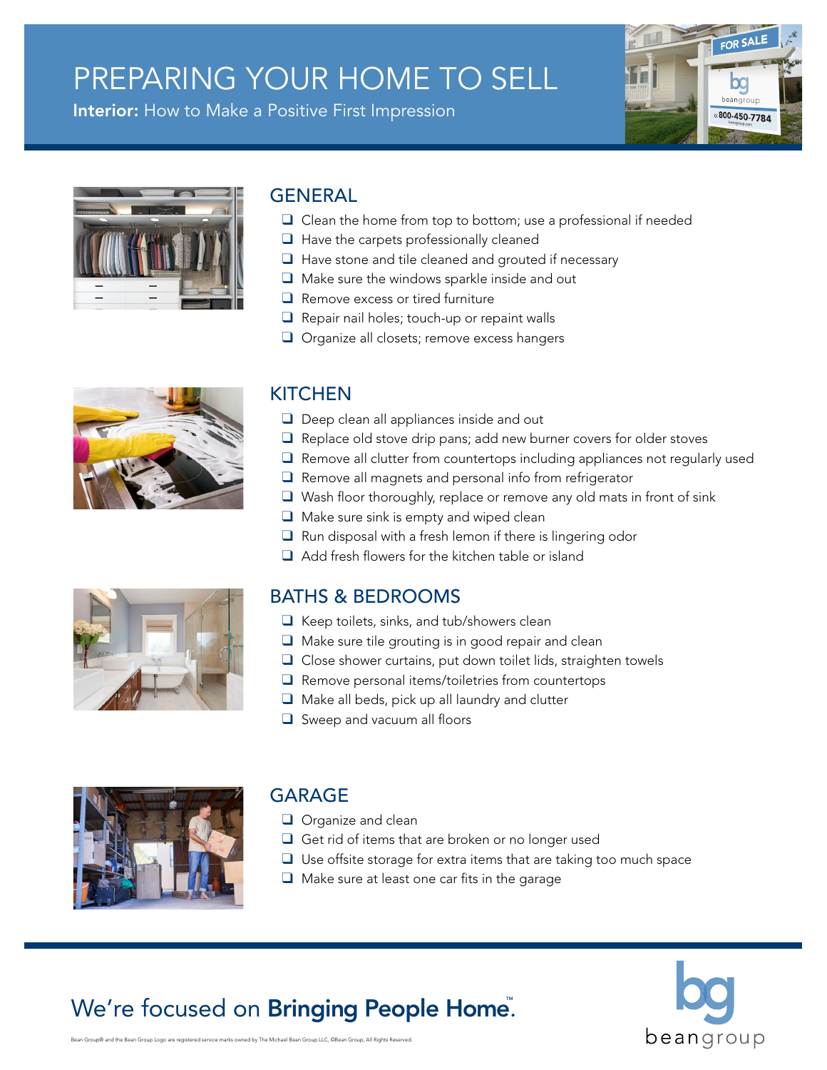# PREPARING YOUR HOME TO SELL

**Interior:** How to Make a Positive First Impression

## GENERAL

- ❑ Clean the home from top to bottom; use a professional if needed
- ❑ Have the carpets professionally cleaned
- ❑ Have stone and tile cleaned and grouted if necessary
- ❑ Make sure the windows sparkle inside and out
- ❑ Remove excess or tired furniture
- ❑ Repair nail holes; touch-up or repaint walls
- ❑ Organize all closets; remove excess hangers

## KITCHEN

- ❑ Deep clean all appliances inside and out
- ❑ Replace old stove drip pans; add new burner covers for older stoves
- ❑ Remove all clutter from countertops including appliances not regularly used
- ❑ Remove all magnets and personal info from refrigerator
- ❑ Wash floor thoroughly, replace or remove any old mats in front of sink
- ❑ Make sure sink is empty and wiped clean
- ❑ Run disposal with a fresh lemon if there is lingering odor
- ❑ Add fresh flowers for the kitchen table or island

## BATHS & BEDROOMS

- ❑ Keep toilets, sinks, and tub/showers clean
- ❑ Make sure tile grouting is in good repair and clean
- ❑ Close shower curtains, put down toilet lids, straighten towels
- ❑ Remove personal items/toiletries from countertops
- ❑ Make all beds, pick up all laundry and clutter
- ❑ Sweep and vacuum all floors

## GARAGE

- ❑ Organize and clean
- ❑ Get rid of items that are broken or no longer used
- ❑ Use offsite storage for extra items that are taking too much space
- ❑ Make sure at least one car fits in the garage

We're focused on **Bringing People Home**.™

beangroup

Bean Group® and the Bean Group Logo are registered service marks owned by The Michael Bean Group LLC, ©Bean Group, All Rights Reserved.